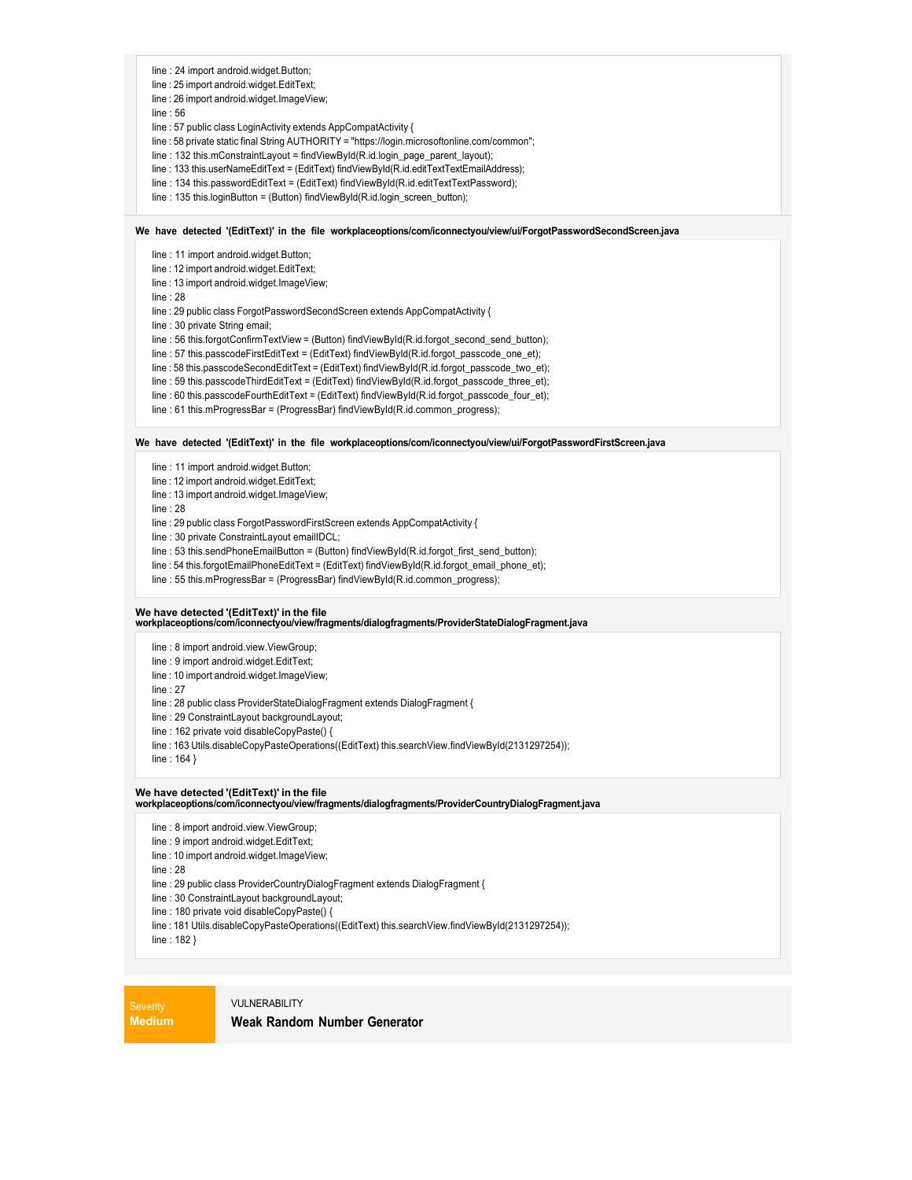```
line : 24 import android.widget.Button;
line : 25 import android.widget.EditText;
line : 26 import android.widget.ImageView;
line : 56
line : 57 public class LoginActivity extends AppCompatActivity {
line : 58 private static final String AUTHORITY = "https://login.microsoftonline.com/common";
line : 132 this.mConstraintLayout = findViewById(R.id.login_page_parent_layout);
line : 133 this.userNameEditText = (EditText) findViewById(R.id.editTextTextEmailAddress);
line : 134 this.passwordEditText = (EditText) findViewById(R.id.editTextTextPassword);
line : 135 this.loginButton = (Button) findViewById(R.id.login_screen_button);
```

**We have detected '(EditText)' in the file workplaceoptions/com/iconnectyou/view/ui/ForgotPasswordSecondScreen.java**

```
line : 11 import android.widget.Button;
line : 12 import android.widget.EditText;
line : 13 import android.widget.ImageView;
line : 28
line : 29 public class ForgotPasswordSecondScreen extends AppCompatActivity {
line : 30 private String email;
line : 56 this.forgotConfirmTextView = (Button) findViewById(R.id.forgot_second_send_button);
line : 57 this.passcodeFirstEditText = (EditText) findViewById(R.id.forgot_passcode_one_et);
line : 58 this.passcodeSecondEditText = (EditText) findViewById(R.id.forgot_passcode_two_et);
line : 59 this.passcodeThirdEditText = (EditText) findViewById(R.id.forgot_passcode_three_et);
line : 60 this.passcodeFourthEditText = (EditText) findViewById(R.id.forgot_passcode_four_et);
line : 61 this.mProgressBar = (ProgressBar) findViewById(R.id.common_progress);
```

**We have detected '(EditText)' in the file workplaceoptions/com/iconnectyou/view/ui/ForgotPasswordFirstScreen.java**

```
line : 11 import android.widget.Button;
line : 12 import android.widget.EditText;
line : 13 import android.widget.ImageView;
line : 28
line : 29 public class ForgotPasswordFirstScreen extends AppCompatActivity {
line : 30 private ConstraintLayout emailIDCL;
line : 53 this.sendPhoneEmailButton = (Button) findViewById(R.id.forgot_first_send_button);
line : 54 this.forgotEmailPhoneEditText = (EditText) findViewById(R.id.forgot_email_phone_et);
line : 55 this.mProgressBar = (ProgressBar) findViewById(R.id.common_progress);
```

**We have detected '(EditText)' in the file workplaceoptions/com/iconnectyou/view/fragments/dialogfragments/ProviderStateDialogFragment.java**

```
line : 8 import android.view.ViewGroup;
line : 9 import android.widget.EditText;
line : 10 import android.widget.ImageView;
line : 27
line : 28 public class ProviderStateDialogFragment extends DialogFragment {
line : 29 ConstraintLayout backgroundLayout;
line : 162 private void disableCopyPaste() {
line : 163 Utils.disableCopyPasteOperations((EditText) this.searchView.findViewById(2131297254));
line : 164 }
```

**We have detected '(EditText)' in the file workplaceoptions/com/iconnectyou/view/fragments/dialogfragments/ProviderCountryDialogFragment.java**

```
line : 8 import android.view.ViewGroup;
line : 9 import android.widget.EditText;
line : 10 import android.widget.ImageView;
line : 28
line : 29 public class ProviderCountryDialogFragment extends DialogFragment {
line : 30 ConstraintLayout backgroundLayout;
line : 180 private void disableCopyPaste() {
line : 181 Utils.disableCopyPasteOperations((EditText) this.searchView.findViewById(2131297254));
line : 182 }
```

| Severity | VULNERABILITY |
| --- | --- |
| **Medium** | **Weak Random Number Generator** |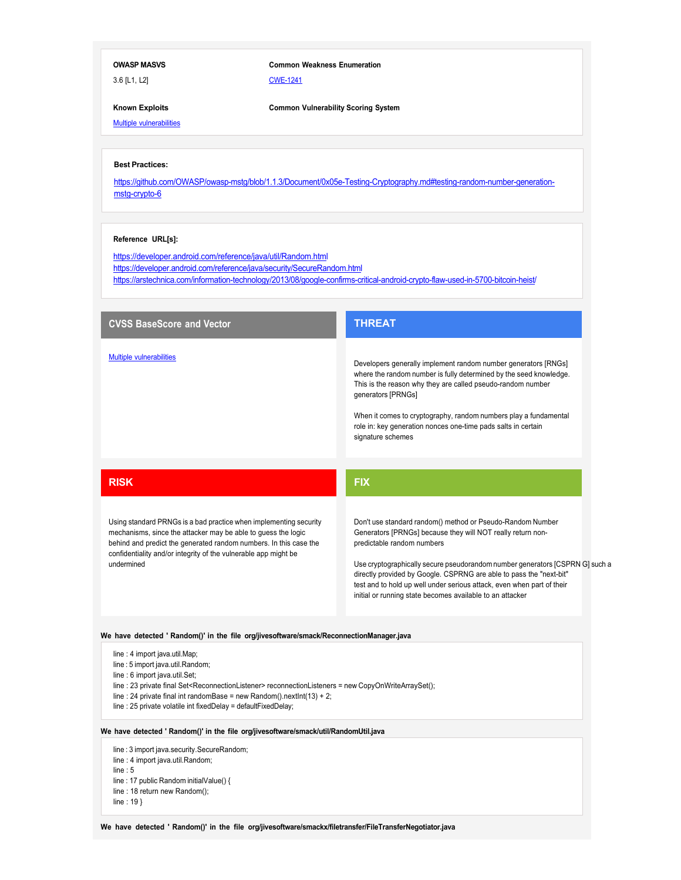| **OWASP MASVS** | **Common Weakness Enumeration** |
| --- | --- |
| 3.6 [L1, L2] | CWE-1241 |
| **Known Exploits** | **Common Vulnerability Scoring System** |
| Multiple vulnerabilities | |

**Best Practices:**

https://github.com/OWASP/owasp-mstg/blob/1.1.3/Document/0x05e-Testing-Cryptography.md#testing-random-number-generation-mstg-crypto-6

**Reference URL[s]:**

https://developer.android.com/reference/java/util/Random.html
https://developer.android.com/reference/java/security/SecureRandom.html
https://arstechnica.com/information-technology/2013/08/google-confirms-critical-android-crypto-flaw-used-in-5700-bitcoin-heist/

## CVSS BaseScore and Vector

Multiple vulnerabilities

## THREAT

Developers generally implement random number generators [RNGs] where the random number is fully determined by the seed knowledge. This is the reason why they are called pseudo-random number generators [PRNGs]

When it comes to cryptography, random numbers play a fundamental role in: key generation nonces one-time pads salts in certain signature schemes

## RISK

Using standard PRNGs is a bad practice when implementing security mechanisms, since the attacker may be able to guess the logic behind and predict the generated random numbers. In this case the confidentiality and/or integrity of the vulnerable app might be undermined

## FIX

Don't use standard random() method or Pseudo-Random Number Generators [PRNGs] because they will NOT really return non-predictable random numbers

Use cryptographically secure pseudorandom number generators [CSPRN G] such a directly provided by Google. CSPRNG are able to pass the "next-bit" test and to hold up well under serious attack, even when part of their initial or running state becomes available to an attacker

**We have detected ' Random()' in the file org/jivesoftware/smack/ReconnectionManager.java**

```
line : 4 import java.util.Map;
line : 5 import java.util.Random;
line : 6 import java.util.Set;
line : 23 private final Set<ReconnectionListener> reconnectionListeners = new CopyOnWriteArraySet();
line : 24 private final int randomBase = new Random().nextInt(13) + 2;
line : 25 private volatile int fixedDelay = defaultFixedDelay;
```

**We have detected ' Random()' in the file org/jivesoftware/smack/util/RandomUtil.java**

```
line : 3 import java.security.SecureRandom;
line : 4 import java.util.Random;
line : 5
line : 17 public Random initialValue() {
line : 18 return new Random();
line : 19 }
```

**We have detected ' Random()' in the file org/jivesoftware/smackx/filetransfer/FileTransferNegotiator.java**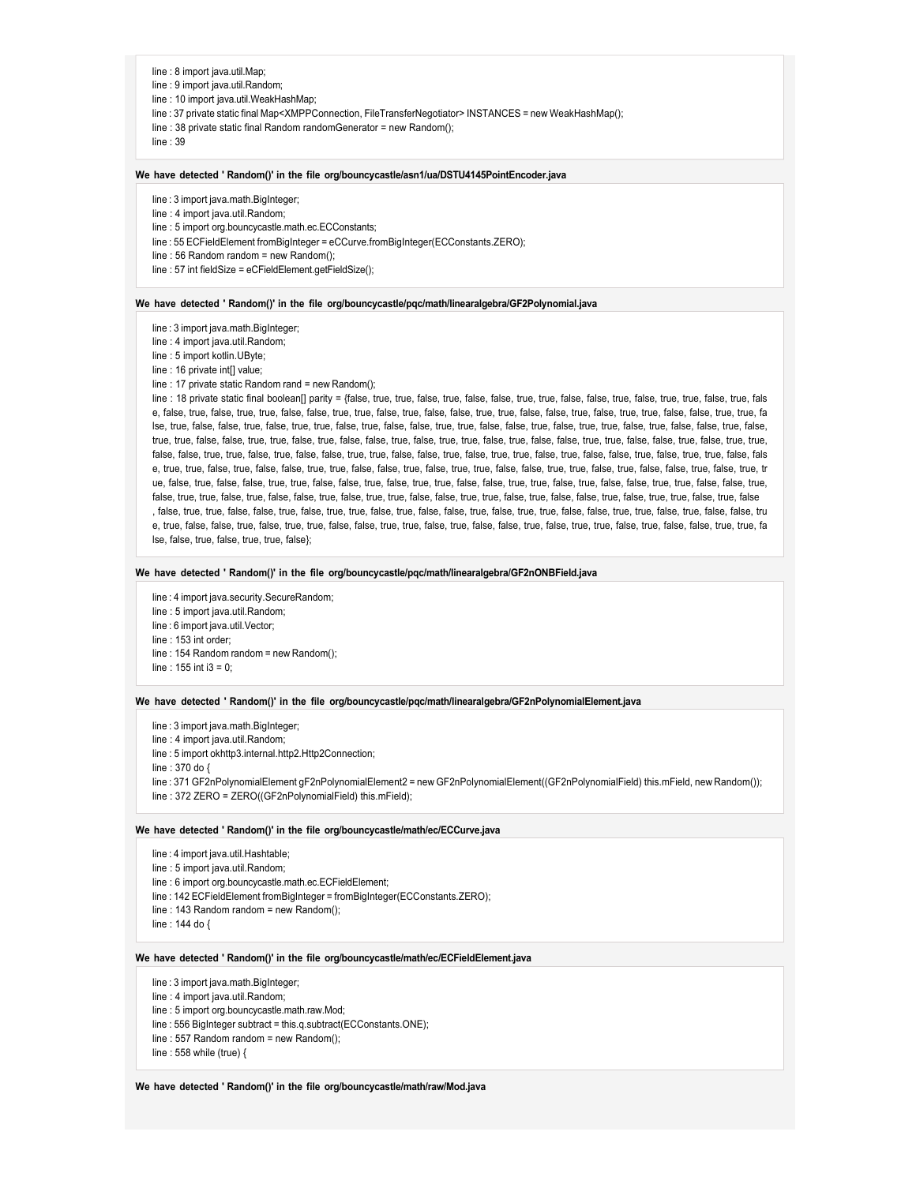```
line : 8 import java.util.Map;
line : 9 import java.util.Random;
line : 10 import java.util.WeakHashMap;
line : 37 private static final Map<XMPPConnection, FileTransferNegotiator> INSTANCES = new WeakHashMap();
line : 38 private static final Random randomGenerator = new Random();
line : 39
```

**We have detected ' Random()' in the file org/bouncycastle/asn1/ua/DSTU4145PointEncoder.java**

```
line : 3 import java.math.BigInteger;
line : 4 import java.util.Random;
line : 5 import org.bouncycastle.math.ec.ECConstants;
line : 55 ECFieldElement fromBigInteger = eCCurve.fromBigInteger(ECConstants.ZERO);
line : 56 Random random = new Random();
line : 57 int fieldSize = eCFieldElement.getFieldSize();
```

**We have detected ' Random()' in the file org/bouncycastle/pqc/math/linearalgebra/GF2Polynomial.java**

```
line : 3 import java.math.BigInteger;
line : 4 import java.util.Random;
line : 5 import kotlin.UByte;
line : 16 private int[] value;
line : 17 private static Random rand = new Random();
line : 18 private static final boolean[] parity = {false, true, true, false, true, false, false, true, true, false, false, true, false, true, true, false, true, false, false, true, false, true, true, false, false, true, true, false, true, false, false, true, true, false, false, true, false, true, true, false, false, true, true, false, true, false, false, true, false, true, true, false, true, false, false, true, true, false, false, true, false, true, true, false, true, false, false, true, false, true, true, false, false, true, true, false, true, false, false, true, false, true, true, false, true, false, false, true, true, false, false, true, false, true, true, false, false, true, true, false, true, false, false, true, true, false, false, true, false, true, true, false, true, false, false, true, false, true, true, false, false, true, true, false, true, false, false, true, true, false, false, true, false, true, true, false, false, true, true, false, true, false, false, true, false, true, true, false, true, false, false, true, true, false, false, true, false, true, true, false, false, true, true, false, true, false, false, true, false, true, true, false, true, false, false, true, true, false, false, true, false, true, true, false, true, false, false, true, false, true, true, false, false, true, true, false, true, false, false, true, false, true, true, false, true, false, false, true, true, false, false, true, false, true, true, false, false, true, true, false, true, false, false, true, true, false, false, true, false, true, true, false, true, false, false, true, false, true, true, false};
```

**We have detected ' Random()' in the file org/bouncycastle/pqc/math/linearalgebra/GF2nONBField.java**

```
line : 4 import java.security.SecureRandom;
line : 5 import java.util.Random;
line : 6 import java.util.Vector;
line : 153 int order;
line : 154 Random random = new Random();
line : 155 int i3 = 0;
```

**We have detected ' Random()' in the file org/bouncycastle/pqc/math/linearalgebra/GF2nPolynomialElement.java**

```
line : 3 import java.math.BigInteger;
line : 4 import java.util.Random;
line : 5 import okhttp3.internal.http2.Http2Connection;
line : 370 do {
line : 371 GF2nPolynomialElement gF2nPolynomialElement2 = new GF2nPolynomialElement((GF2nPolynomialField) this.mField, new Random());
line : 372 ZERO = ZERO((GF2nPolynomialField) this.mField);
```

**We have detected ' Random()' in the file org/bouncycastle/math/ec/ECCurve.java**

```
line : 4 import java.util.Hashtable;
line : 5 import java.util.Random;
line : 6 import org.bouncycastle.math.ec.ECFieldElement;
line : 142 ECFieldElement fromBigInteger = fromBigInteger(ECConstants.ZERO);
line : 143 Random random = new Random();
line : 144 do {
```

**We have detected ' Random()' in the file org/bouncycastle/math/ec/ECFieldElement.java**

```
line : 3 import java.math.BigInteger;
line : 4 import java.util.Random;
line : 5 import org.bouncycastle.math.raw.Mod;
line : 556 BigInteger subtract = this.q.subtract(ECConstants.ONE);
line : 557 Random random = new Random();
line : 558 while (true) {
```

**We have detected ' Random()' in the file org/bouncycastle/math/raw/Mod.java**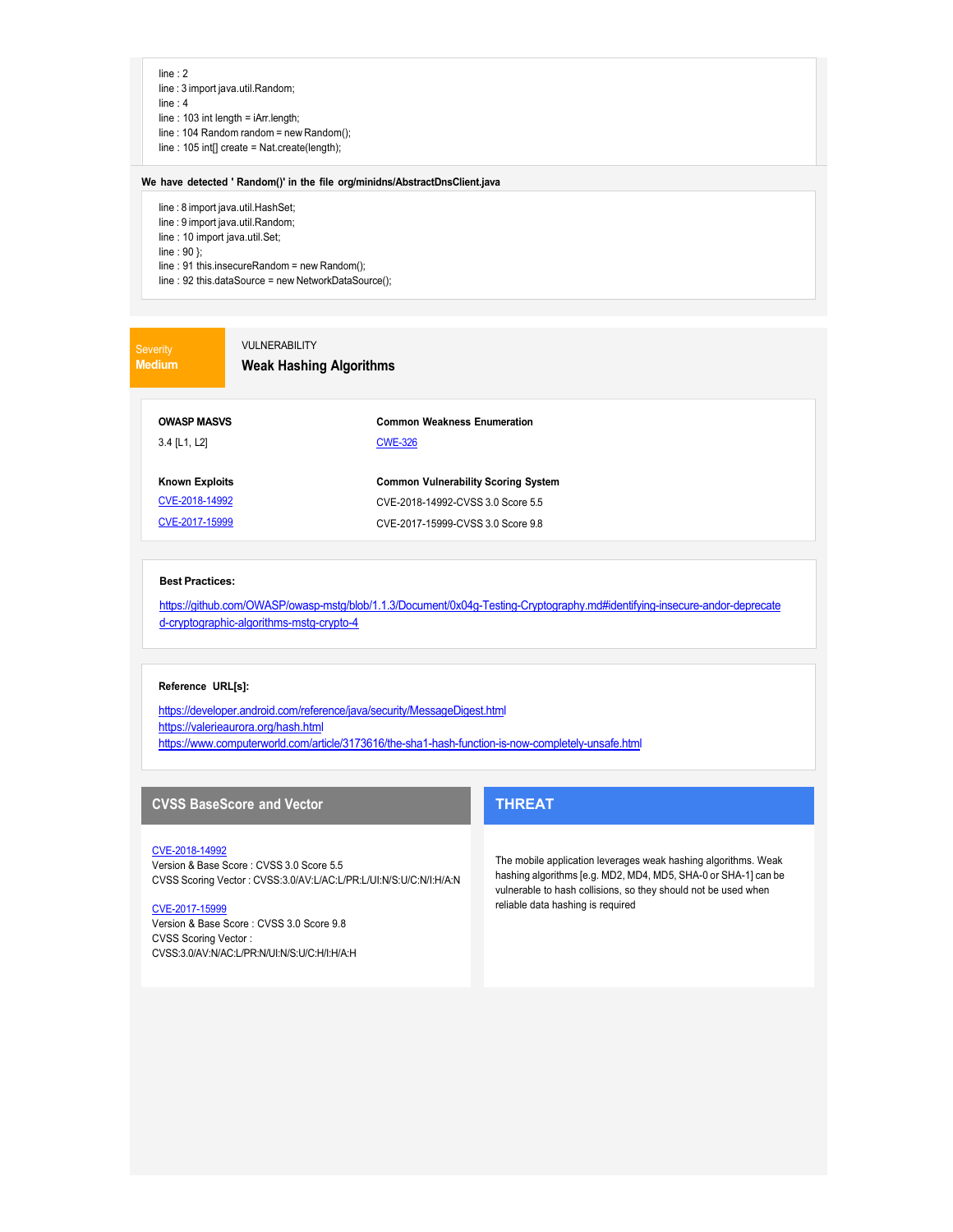```
line : 2
line : 3 import java.util.Random;
line : 4
line : 103 int length = iArr.length;
line : 104 Random random = new Random();
line : 105 int[] create = Nat.create(length);
```

**We have detected ' Random()' in the file org/minidns/AbstractDnsClient.java**

```
line : 8 import java.util.HashSet;
line : 9 import java.util.Random;
line : 10 import java.util.Set;
line : 90 };
line : 91 this.insecureRandom = new Random();
line : 92 this.dataSource = new NetworkDataSource();
```

Severity
**Medium**

VULNERABILITY

## Weak Hashing Algorithms

**OWASP MASVS**

3.4 [L1, L2]

**Common Weakness Enumeration**

CWE-326

**Known Exploits**

CVE-2018-14992

CVE-2017-15999

**Common Vulnerability Scoring System**

CVE-2018-14992-CVSS 3.0 Score 5.5

CVE-2017-15999-CVSS 3.0 Score 9.8

**Best Practices:**

https://github.com/OWASP/owasp-mstg/blob/1.1.3/Document/0x04g-Testing-Cryptography.md#identifying-insecure-andor-deprecated-cryptographic-algorithms-mstg-crypto-4

**Reference URL[s]:**

https://developer.android.com/reference/java/security/MessageDigest.html
https://valerieaurora.org/hash.html
https://www.computerworld.com/article/3173616/the-sha1-hash-function-is-now-completely-unsafe.html

### CVSS BaseScore and Vector

CVE-2018-14992
Version & Base Score : CVSS 3.0 Score 5.5
CVSS Scoring Vector : CVSS:3.0/AV:L/AC:L/PR:L/UI:N/S:U/C:N/I:H/A:N

CVE-2017-15999
Version & Base Score : CVSS 3.0 Score 9.8
CVSS Scoring Vector :
CVSS:3.0/AV:N/AC:L/PR:N/UI:N/S:U/C:H/I:H/A:H

### THREAT

The mobile application leverages weak hashing algorithms. Weak hashing algorithms [e.g. MD2, MD4, MD5, SHA-0 or SHA-1] can be vulnerable to hash collisions, so they should not be used when reliable data hashing is required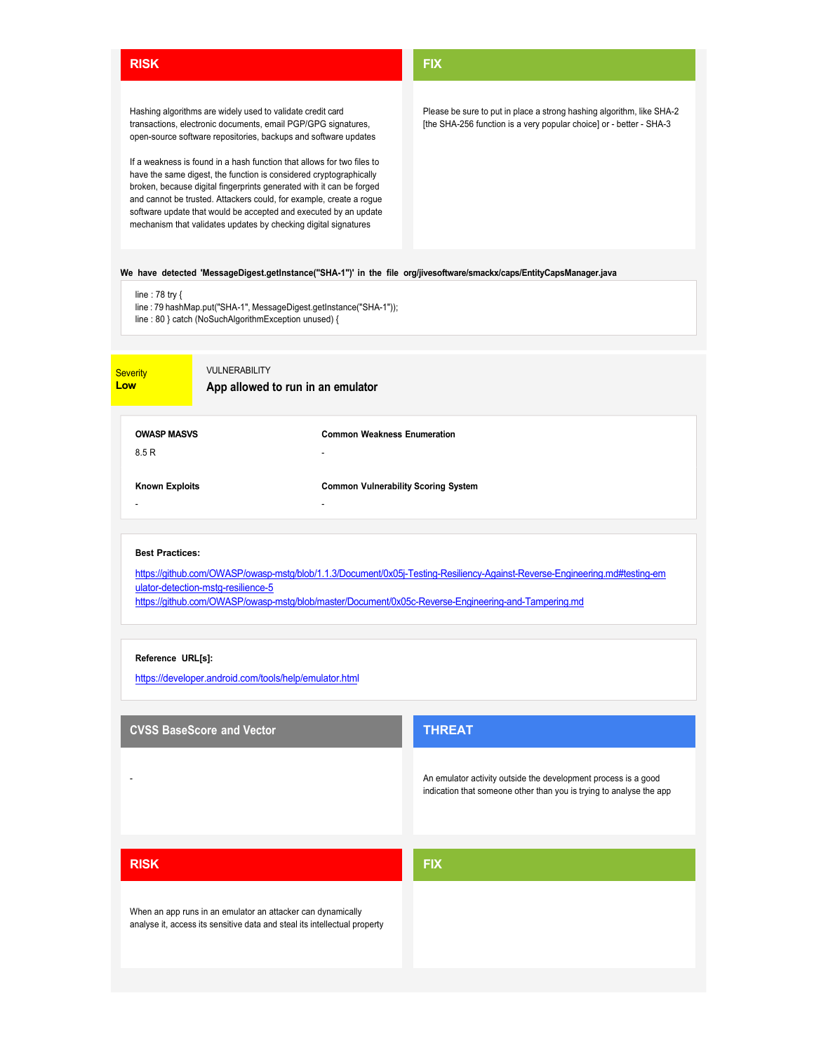### RISK

Hashing algorithms are widely used to validate credit card transactions, electronic documents, email PGP/GPG signatures, open-source software repositories, backups and software updates

If a weakness is found in a hash function that allows for two files to have the same digest, the function is considered cryptographically broken, because digital fingerprints generated with it can be forged and cannot be trusted. Attackers could, for example, create a rogue software update that would be accepted and executed by an update mechanism that validates updates by checking digital signatures

### FIX

Please be sure to put in place a strong hashing algorithm, like SHA-2 [the SHA-256 function is a very popular choice] or - better - SHA-3

**We have detected 'MessageDigest.getInstance("SHA-1")' in the file org/jivesoftware/smackx/caps/EntityCapsManager.java**

```
line : 78 try {
line : 79 hashMap.put("SHA-1", MessageDigest.getInstance("SHA-1"));
line : 80 } catch (NoSuchAlgorithmException unused) {
```

Severity
**Low**

VULNERABILITY

## App allowed to run in an emulator

| | |
|---|---|
| **OWASP MASVS** | **Common Weakness Enumeration** |
| 8.5 R | - |
| **Known Exploits** | **Common Vulnerability Scoring System** |
| - | - |

**Best Practices:**

https://github.com/OWASP/owasp-mstg/blob/1.1.3/Document/0x05j-Testing-Resiliency-Against-Reverse-Engineering.md#testing-emulator-detection-mstg-resilience-5
https://github.com/OWASP/owasp-mstg/blob/master/Document/0x05c-Reverse-Engineering-and-Tampering.md

**Reference URL[s]:**

https://developer.android.com/tools/help/emulator.html

### CVSS BaseScore and Vector

-

### THREAT

An emulator activity outside the development process is a good indication that someone other than you is trying to analyse the app

### RISK

When an app runs in an emulator an attacker can dynamically analyse it, access its sensitive data and steal its intellectual property

### FIX